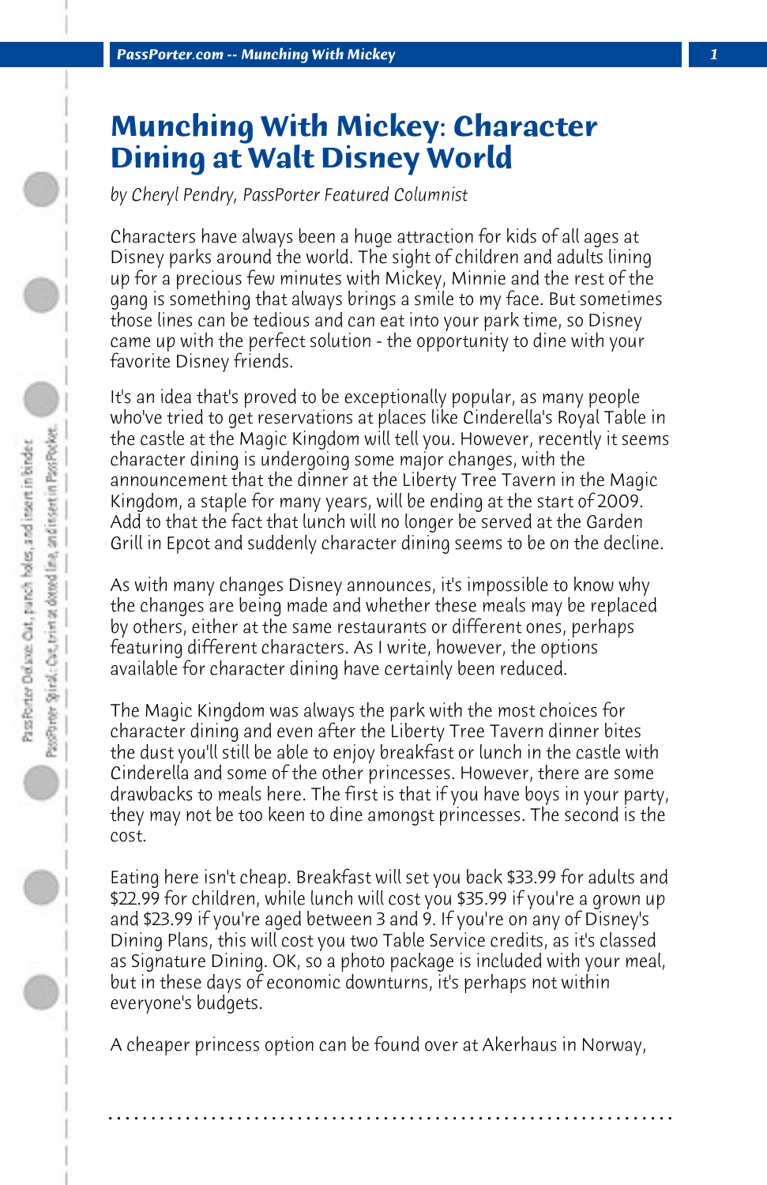# Munching With Mickey: Character Dining at Walt Disney World

*by Cheryl Pendry, PassPorter Featured Columnist*

Characters have always been a huge attraction for kids of all ages at Disney parks around the world. The sight of children and adults lining up for a precious few minutes with Mickey, Minnie and the rest of the gang is something that always brings a smile to my face. But sometimes those lines can be tedious and can eat into your park time, so Disney came up with the perfect solution - the opportunity to dine with your favorite Disney friends.

It's an idea that's proved to be exceptionally popular, as many people who've tried to get reservations at places like Cinderella's Royal Table in the castle at the Magic Kingdom will tell you. However, recently it seems character dining is undergoing some major changes, with the announcement that the dinner at the Liberty Tree Tavern in the Magic Kingdom, a staple for many years, will be ending at the start of 2009. Add to that the fact that lunch will no longer be served at the Garden Grill in Epcot and suddenly character dining seems to be on the decline.

As with many changes Disney announces, it's impossible to know why the changes are being made and whether these meals may be replaced by others, either at the same restaurants or different ones, perhaps featuring different characters. As I write, however, the options available for character dining have certainly been reduced.

The Magic Kingdom was always the park with the most choices for character dining and even after the Liberty Tree Tavern dinner bites the dust you'll still be able to enjoy breakfast or lunch in the castle with Cinderella and some of the other princesses. However, there are some drawbacks to meals here. The first is that if you have boys in your party, they may not be too keen to dine amongst princesses. The second is the cost.

Eating here isn't cheap. Breakfast will set you back $33.99 for adults and $22.99 for children, while lunch will cost you $35.99 if you're a grown up and $23.99 if you're aged between 3 and 9. If you're on any of Disney's Dining Plans, this will cost you two Table Service credits, as it's classed as Signature Dining. OK, so a photo package is included with your meal, but in these days of economic downturns, it's perhaps not within everyone's budgets.

A cheaper princess option can be found over at Akerhaus in Norway,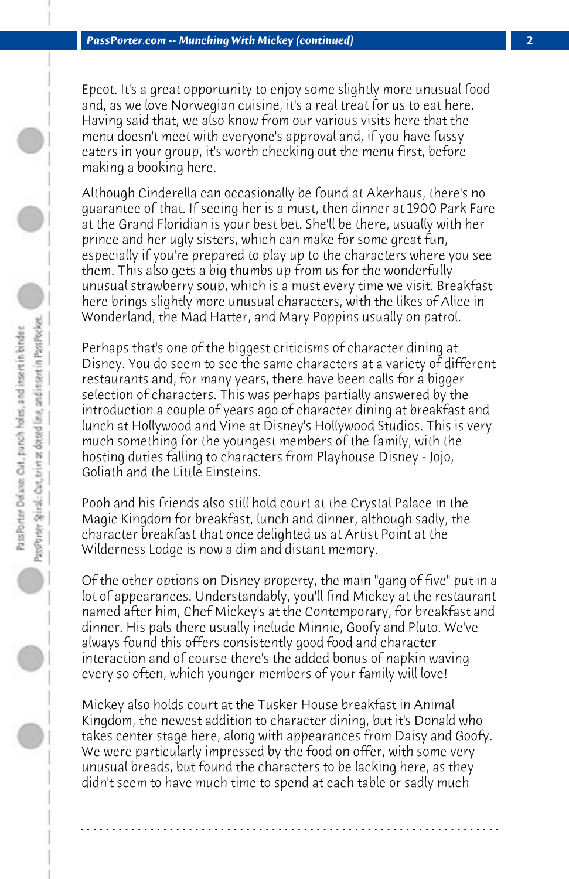Epcot. It's a great opportunity to enjoy some slightly more unusual food and, as we love Norwegian cuisine, it's a real treat for us to eat here. Having said that, we also know from our various visits here that the menu doesn't meet with everyone's approval and, if you have fussy eaters in your group, it's worth checking out the menu first, before making a booking here.

Although Cinderella can occasionally be found at Akerhaus, there's no guarantee of that. If seeing her is a must, then dinner at 1900 Park Fare at the Grand Floridian is your best bet. She'll be there, usually with her prince and her ugly sisters, which can make for some great fun, especially if you're prepared to play up to the characters where you see them. This also gets a big thumbs up from us for the wonderfully unusual strawberry soup, which is a must every time we visit. Breakfast here brings slightly more unusual characters, with the likes of Alice in Wonderland, the Mad Hatter, and Mary Poppins usually on patrol.

Perhaps that's one of the biggest criticisms of character dining at Disney. You do seem to see the same characters at a variety of different restaurants and, for many years, there have been calls for a bigger selection of characters. This was perhaps partially answered by the introduction a couple of years ago of character dining at breakfast and lunch at Hollywood and Vine at Disney's Hollywood Studios. This is very much something for the youngest members of the family, with the hosting duties falling to characters from Playhouse Disney - Jojo, Goliath and the Little Einsteins.

Pooh and his friends also still hold court at the Crystal Palace in the Magic Kingdom for breakfast, lunch and dinner, although sadly, the character breakfast that once delighted us at Artist Point at the Wilderness Lodge is now a dim and distant memory.

Of the other options on Disney property, the main "gang of five" put in a lot of appearances. Understandably, you'll find Mickey at the restaurant named after him, Chef Mickey's at the Contemporary, for breakfast and dinner. His pals there usually include Minnie, Goofy and Pluto. We've always found this offers consistently good food and character interaction and of course there's the added bonus of napkin waving every so often, which younger members of your family will love!

Mickey also holds court at the Tusker House breakfast in Animal Kingdom, the newest addition to character dining, but it's Donald who takes center stage here, along with appearances from Daisy and Goofy. We were particularly impressed by the food on offer, with some very unusual breads, but found the characters to be lacking here, as they didn't seem to have much time to spend at each table or sadly much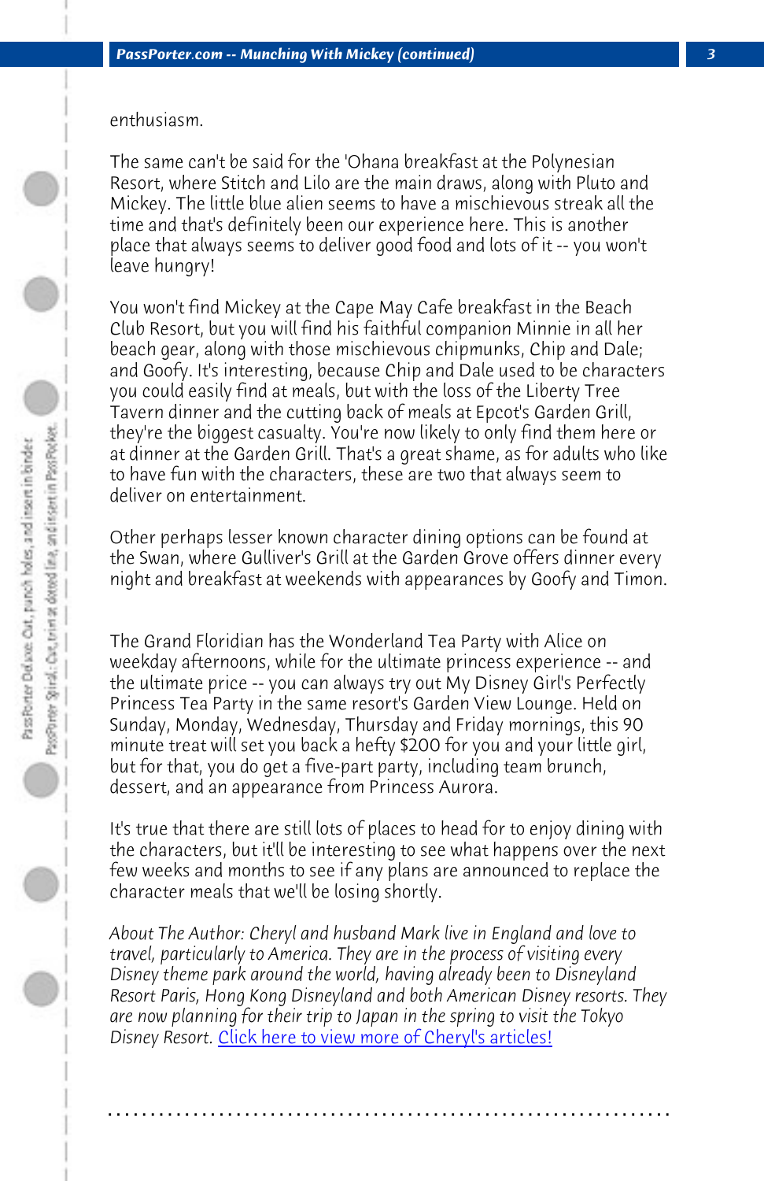enthusiasm.

The same can't be said for the 'Ohana breakfast at the Polynesian Resort, where Stitch and Lilo are the main draws, along with Pluto and Mickey. The little blue alien seems to have a mischievous streak all the time and that's definitely been our experience here. This is another place that always seems to deliver good food and lots of it -- you won't leave hungry!

You won't find Mickey at the Cape May Cafe breakfast in the Beach Club Resort, but you will find his faithful companion Minnie in all her beach gear, along with those mischievous chipmunks, Chip and Dale; and Goofy. It's interesting, because Chip and Dale used to be characters you could easily find at meals, but with the loss of the Liberty Tree Tavern dinner and the cutting back of meals at Epcot's Garden Grill, they're the biggest casualty. You're now likely to only find them here or at dinner at the Garden Grill. That's a great shame, as for adults who like to have fun with the characters, these are two that always seem to deliver on entertainment.

Other perhaps lesser known character dining options can be found at the Swan, where Gulliver's Grill at the Garden Grove offers dinner every night and breakfast at weekends with appearances by Goofy and Timon.

The Grand Floridian has the Wonderland Tea Party with Alice on weekday afternoons, while for the ultimate princess experience -- and the ultimate price -- you can always try out My Disney Girl's Perfectly Princess Tea Party in the same resort's Garden View Lounge. Held on Sunday, Monday, Wednesday, Thursday and Friday mornings, this 90 minute treat will set you back a hefty $200 for you and your little girl, but for that, you do get a five-part party, including team brunch, dessert, and an appearance from Princess Aurora.

It's true that there are still lots of places to head for to enjoy dining with the characters, but it'll be interesting to see what happens over the next few weeks and months to see if any plans are announced to replace the character meals that we'll be losing shortly.

*About The Author: Cheryl and husband Mark live in England and love to travel, particularly to America. They are in the process of visiting every Disney theme park around the world, having already been to Disneyland Resort Paris, Hong Kong Disneyland and both American Disney resorts. They are now planning for their trip to Japan in the spring to visit the Tokyo Disney Resort.* Click here to view more of Cheryl's articles!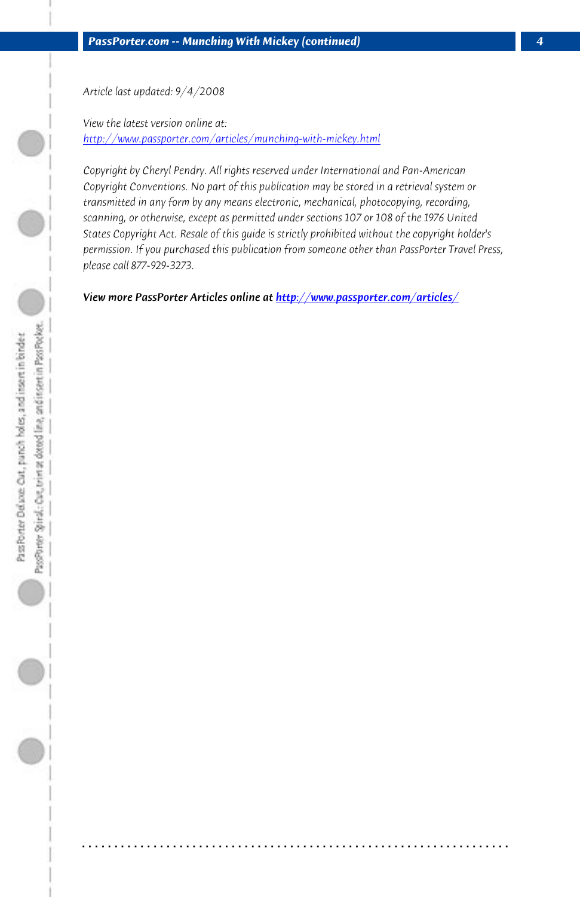*Article last updated: 9/4/2008*

*View the latest version online at:*
*http://www.passporter.com/articles/munching-with-mickey.html*

*Copyright by Cheryl Pendry. All rights reserved under International and Pan-American Copyright Conventions. No part of this publication may be stored in a retrieval system or transmitted in any form by any means electronic, mechanical, photocopying, recording, scanning, or otherwise, except as permitted under sections 107 or 108 of the 1976 United States Copyright Act. Resale of this guide is strictly prohibited without the copyright holder's permission. If you purchased this publication from someone other than PassPorter Travel Press, please call 877-929-3273.*

***View more PassPorter Articles online at http://www.passporter.com/articles/***